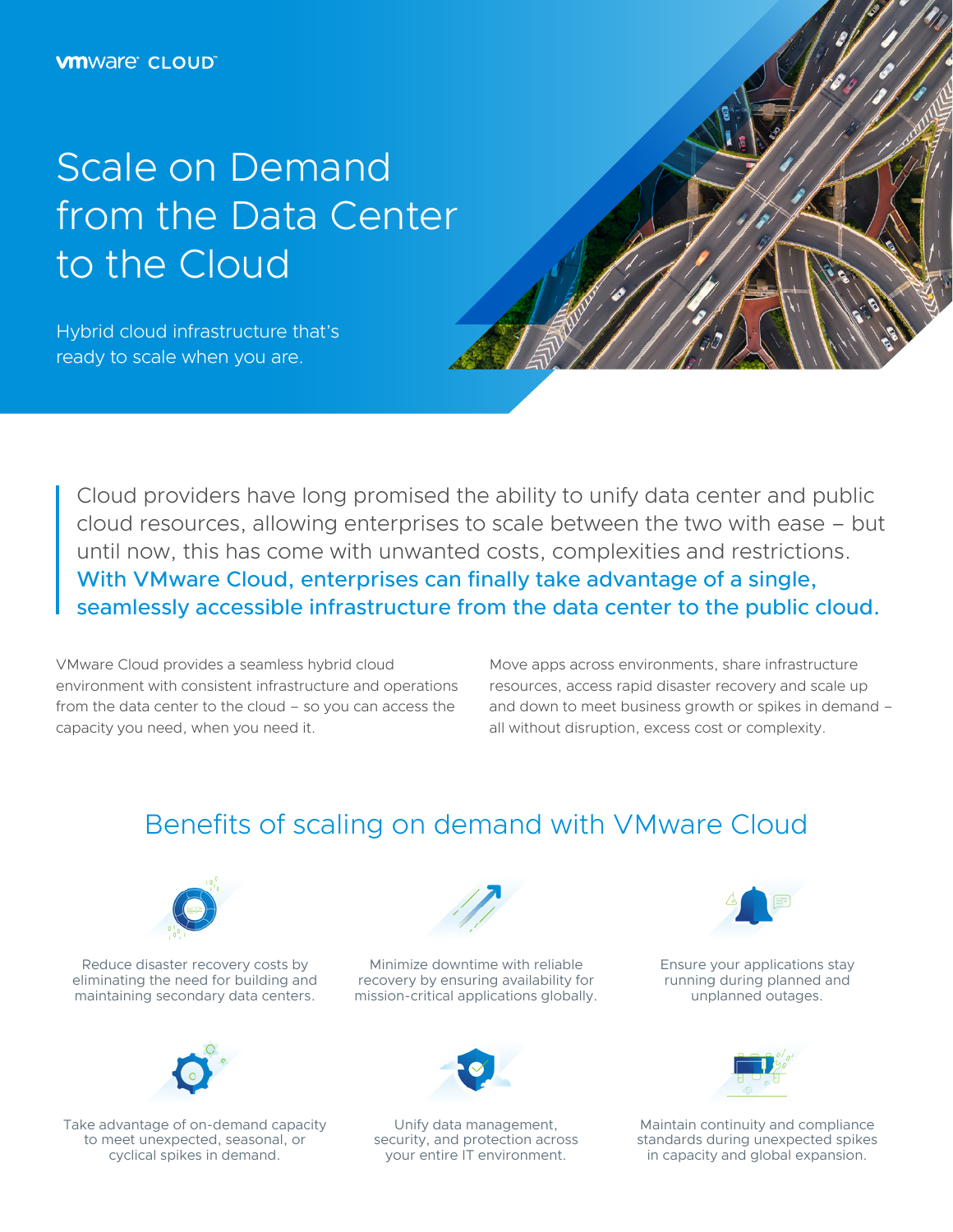vmware CLOUD

# Scale on Demand from the Data Center to the Cloud

Hybrid cloud infrastructure that's ready to scale when you are.

> Cloud providers have long promised the ability to unify data center and public cloud resources, allowing enterprises to scale between the two with ease – but until now, this has come with unwanted costs, complexities and restrictions. **With VMware Cloud, enterprises can finally take advantage of a single, seamlessly accessible infrastructure from the data center to the public cloud.**

VMware Cloud provides a seamless hybrid cloud environment with consistent infrastructure and operations from the data center to the cloud – so you can access the capacity you need, when you need it.

Move apps across environments, share infrastructure resources, access rapid disaster recovery and scale up and down to meet business growth or spikes in demand – all without disruption, excess cost or complexity.

## Benefits of scaling on demand with VMware Cloud

- Reduce disaster recovery costs by eliminating the need for building and maintaining secondary data centers.
- Minimize downtime with reliable recovery by ensuring availability for mission-critical applications globally.
- Ensure your applications stay running during planned and unplanned outages.
- Take advantage of on-demand capacity to meet unexpected, seasonal, or cyclical spikes in demand.
- Unify data management, security, and protection across your entire IT environment.
- Maintain continuity and compliance standards during unexpected spikes in capacity and global expansion.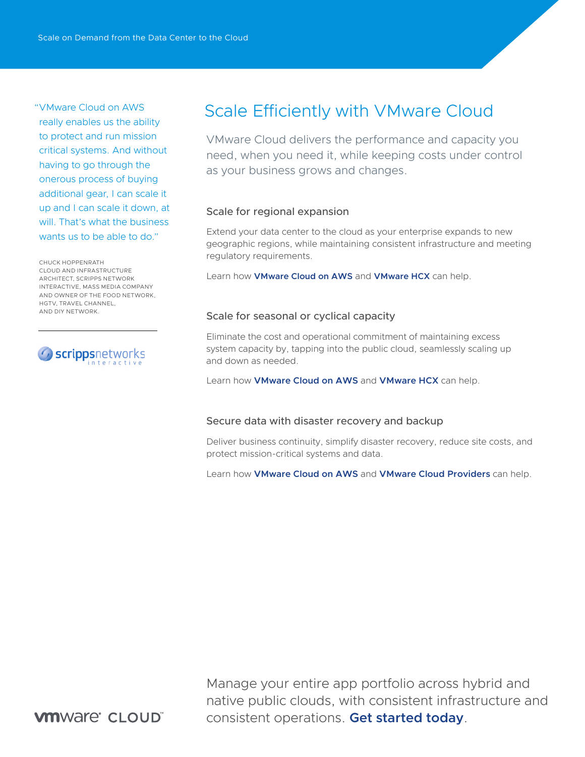> "VMware Cloud on AWS really enables us the ability to protect and run mission critical systems. And without having to go through the onerous process of buying additional gear, I can scale it up and I can scale it down, at will. That's what the business wants us to be able to do."
>
> CHUCK HOPPENRATH
> CLOUD AND INFRASTRUCTURE ARCHITECT, SCRIPPS NETWORK INTERACTIVE, MASS MEDIA COMPANY AND OWNER OF THE FOOD NETWORK, HGTV, TRAVEL CHANNEL, AND DIY NETWORK.

scrippsnetworks interactive

# Scale Efficiently with VMware Cloud

VMware Cloud delivers the performance and capacity you need, when you need it, while keeping costs under control as your business grows and changes.

### Scale for regional expansion

Extend your data center to the cloud as your enterprise expands to new geographic regions, while maintaining consistent infrastructure and meeting regulatory requirements.

Learn how **VMware Cloud on AWS** and **VMware HCX** can help.

### Scale for seasonal or cyclical capacity

Eliminate the cost and operational commitment of maintaining excess system capacity by, tapping into the public cloud, seamlessly scaling up and down as needed.

Learn how **VMware Cloud on AWS** and **VMware HCX** can help.

### Secure data with disaster recovery and backup

Deliver business continuity, simplify disaster recovery, reduce site costs, and protect mission-critical systems and data.

Learn how **VMware Cloud on AWS** and **VMware Cloud Providers** can help.

vmware CLOUD

Manage your entire app portfolio across hybrid and native public clouds, with consistent infrastructure and consistent operations. **Get started today**.